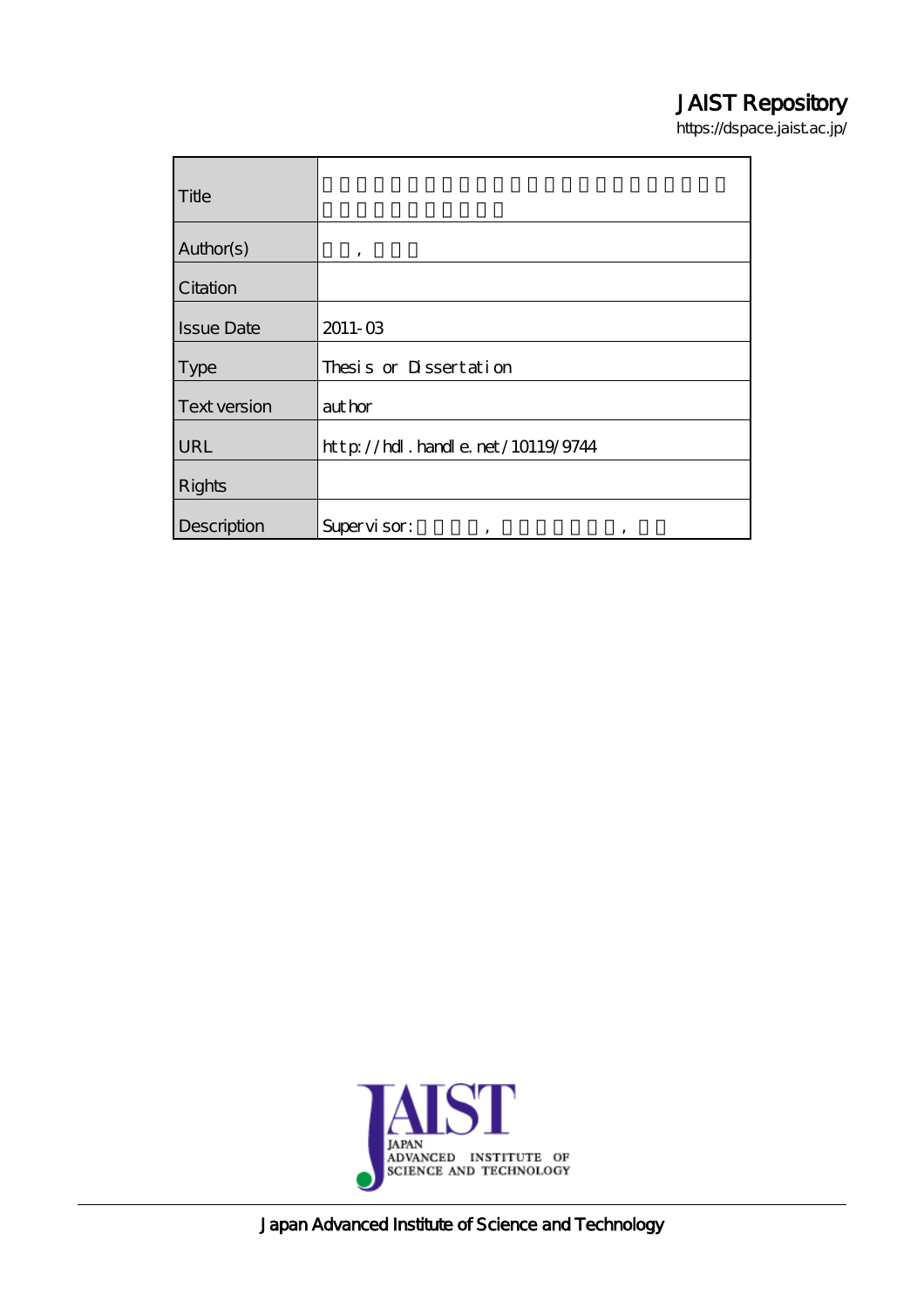JAIST Repository

https://dspace.jaist.ac.jp/

| Title | |
|---|---|
| Author(s) | , |
| Citation | |
| Issue Date | 2011-03 |
| Type | Thesis or Dissertation |
| Text version | author |
| URL | http://hdl.handle.net/10119/9744 |
| Rights | |
| Description | Supervisor: , , |

Japan Advanced Institute of Science and Technology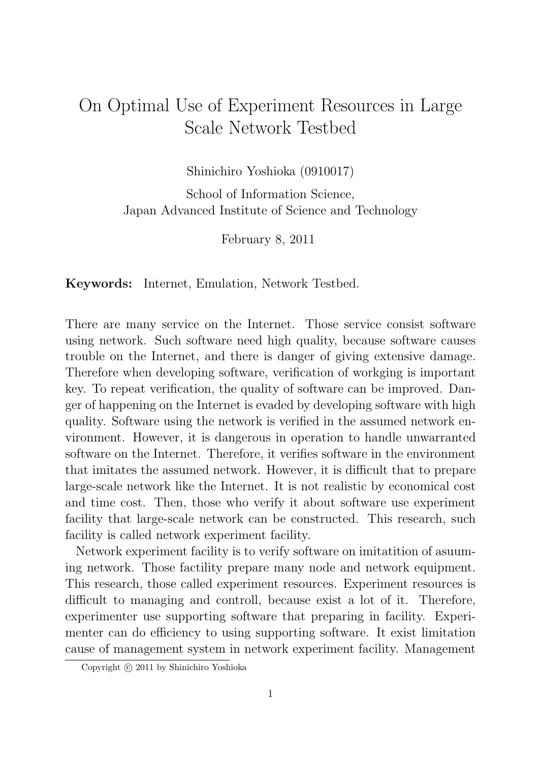# On Optimal Use of Experiment Resources in Large Scale Network Testbed

Shinichiro Yoshioka (0910017)

School of Information Science,
Japan Advanced Institute of Science and Technology

February 8, 2011

**Keywords:** Internet, Emulation, Network Testbed.

There are many service on the Internet. Those service consist software using network. Such software need high quality, because software causes trouble on the Internet, and there is danger of giving extensive damage. Therefore when developing software, verification of workging is important key. To repeat verification, the quality of software can be improved. Danger of happening on the Internet is evaded by developing software with high quality. Software using the network is verified in the assumed network environment. However, it is dangerous in operation to handle unwarranted software on the Internet. Therefore, it verifies software in the environment that imitates the assumed network. However, it is difficult that to prepare large-scale network like the Internet. It is not realistic by economical cost and time cost. Then, those who verify it about software use experiment facility that large-scale network can be constructed. This research, such facility is called network experiment facility.

Network experiment facility is to verify software on imitatition of asuuming network. Those factility prepare many node and network equipment. This research, those called experiment resources. Experiment resources is difficult to managing and controll, because exist a lot of it. Therefore, experimenter use supporting software that preparing in facility. Experimenter can do efficiency to using supporting software. It exist limitation cause of management system in network experiment facility. Management

Copyright © 2011 by Shinichiro Yoshioka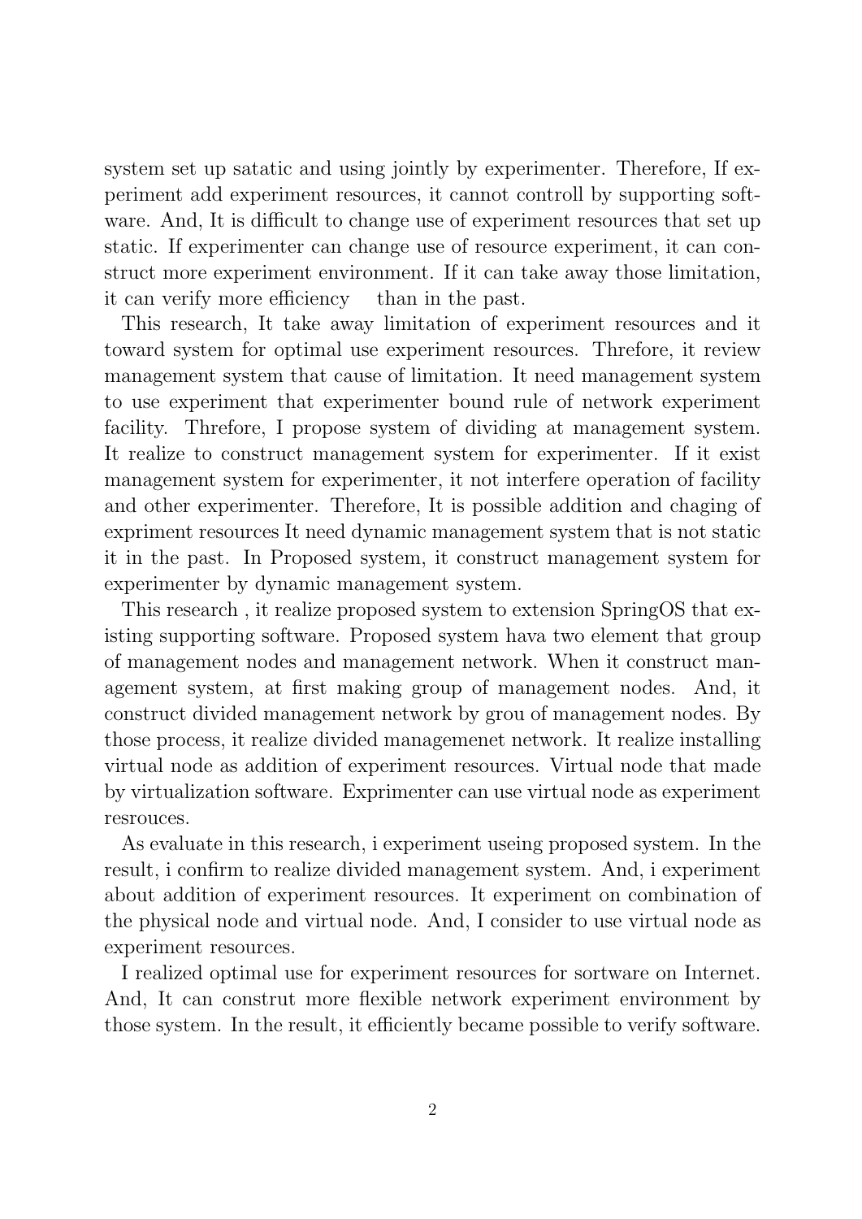system set up satatic and using jointly by experimenter. Therefore, If experiment add experiment resources, it cannot controll by supporting software. And, It is difficult to change use of experiment resources that set up static. If experimenter can change use of resource experiment, it can construct more experiment environment. If it can take away those limitation, it can verify more efficiency than in the past.

This research, It take away limitation of experiment resources and it toward system for optimal use experiment resources. Threfore, it review management system that cause of limitation. It need management system to use experiment that experimenter bound rule of network experiment facility. Threfore, I propose system of dividing at management system. It realize to construct management system for experimenter. If it exist management system for experimenter, it not interfere operation of facility and other experimenter. Therefore, It is possible addition and chaging of expriment resources It need dynamic management system that is not static it in the past. In Proposed system, it construct management system for experimenter by dynamic management system.

This research , it realize proposed system to extension SpringOS that existing supporting software. Proposed system hava two element that group of management nodes and management network. When it construct management system, at first making group of management nodes. And, it construct divided management network by grou of management nodes. By those process, it realize divided managemenet network. It realize installing virtual node as addition of experiment resources. Virtual node that made by virtualization software. Exprimenter can use virtual node as experiment resrouces.

As evaluate in this research, i experiment useing proposed system. In the result, i confirm to realize divided management system. And, i experiment about addition of experiment resources. It experiment on combination of the physical node and virtual node. And, I consider to use virtual node as experiment resources.

I realized optimal use for experiment resources for sortware on Internet. And, It can construt more flexible network experiment environment by those system. In the result, it efficiently became possible to verify software.